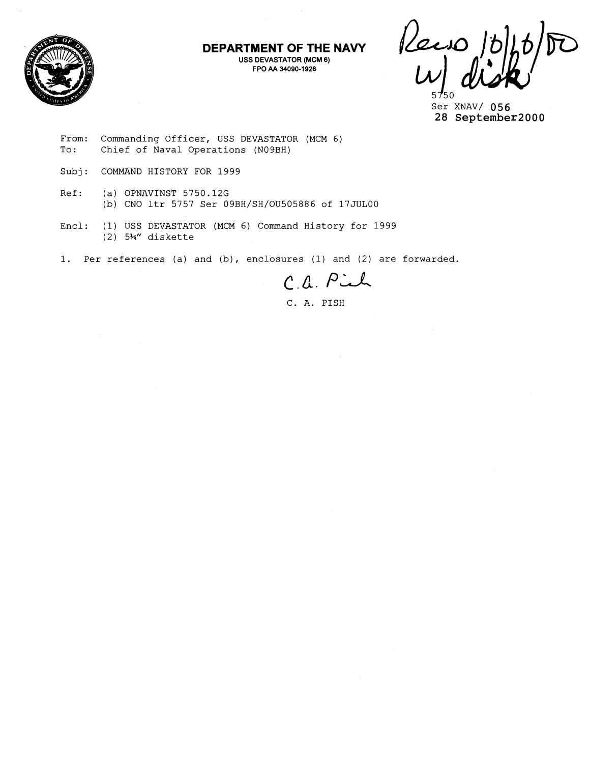**DEPARTMENT OF THE NAVY**
**USS DEVASTATOR (MCM 6)**
**FPO AA 34090-1926**

Recd 10/16/00
w/ disk

5750
Ser XNAV/ 056
28 September2000

From: Commanding Officer, USS DEVASTATOR (MCM 6)
To: Chief of Naval Operations (N09BH)

Subj: COMMAND HISTORY FOR 1999

Ref: (a) OPNAVINST 5750.12G
(b) CNO ltr 5757 Ser 09BH/SH/OU505886 of 17JUL00

Encl: (1) USS DEVASTATOR (MCM 6) Command History for 1999
(2) 5¼" diskette

1. Per references (a) and (b), enclosures (1) and (2) are forwarded.

C. A. Pish

C. A. PISH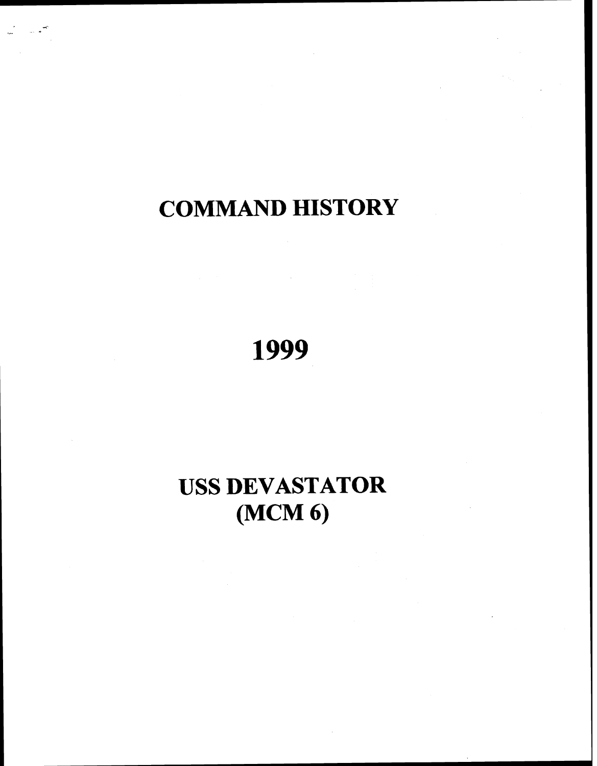# COMMAND HISTORY

# 1999

# USS DEVASTATOR (MCM 6)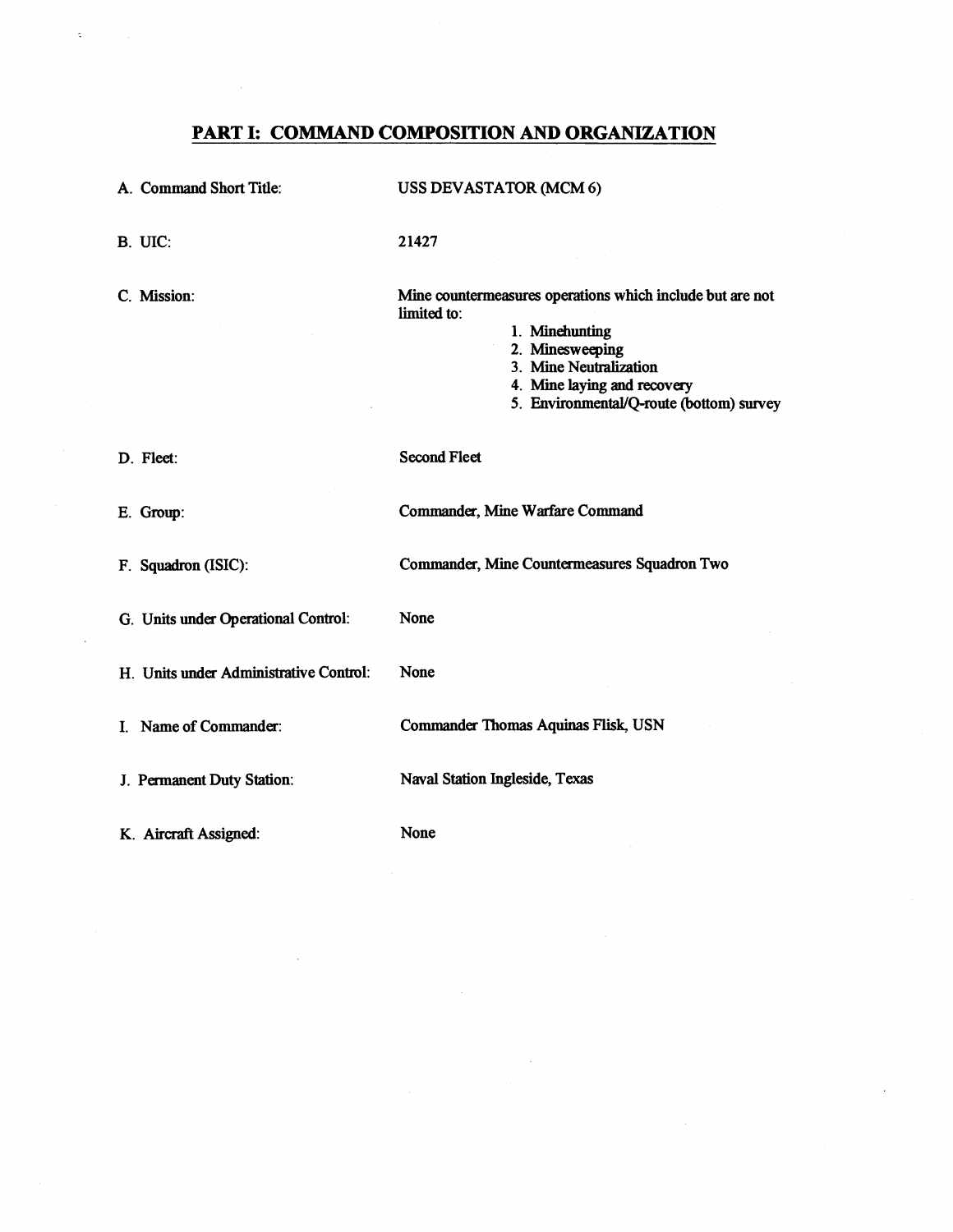## PART I: COMMAND COMPOSITION AND ORGANIZATION

A. Command Short Title: USS DEVASTATOR (MCM 6)

B. UIC: 21427

C. Mission: Mine countermeasures operations which include but are not limited to:

1. Minehunting
2. Minesweeping
3. Mine Neutralization
4. Mine laying and recovery
5. Environmental/Q-route (bottom) survey

D. Fleet: Second Fleet

E. Group: Commander, Mine Warfare Command

F. Squadron (ISIC): Commander, Mine Countermeasures Squadron Two

G. Units under Operational Control: None

H. Units under Administrative Control: None

I. Name of Commander: Commander Thomas Aquinas Flisk, USN

J. Permanent Duty Station: Naval Station Ingleside, Texas

K. Aircraft Assigned: None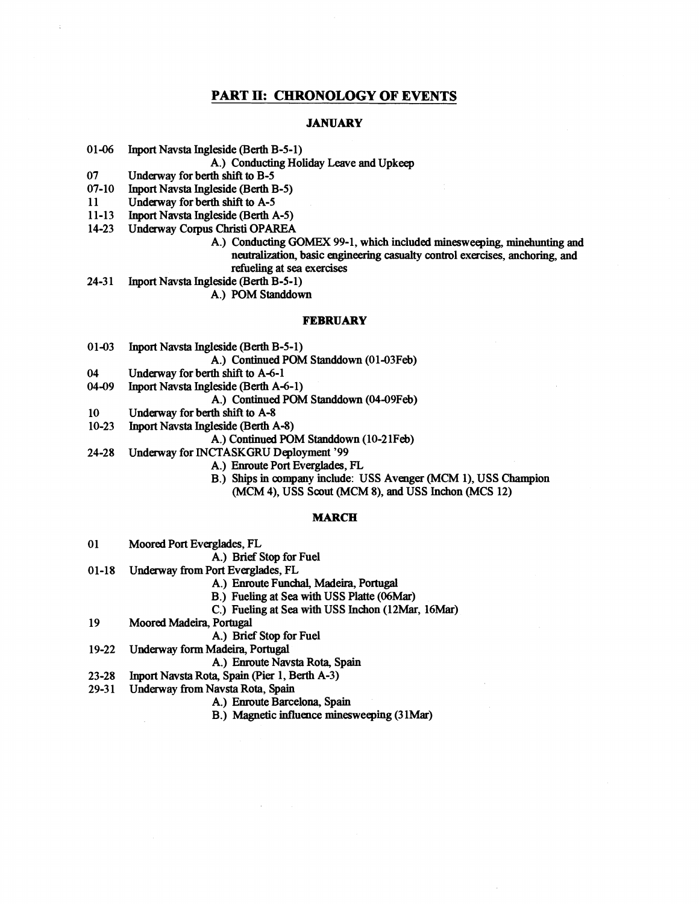## PART II: CHRONOLOGY OF EVENTS

### JANUARY

01-06 Inport Navsta Ingleside (Berth B-5-1)
- A.) Conducting Holiday Leave and Upkeep

07 Underway for berth shift to B-5

07-10 Inport Navsta Ingleside (Berth B-5)

11 Underway for berth shift to A-5

11-13 Inport Navsta Ingleside (Berth A-5)

14-23 Underway Corpus Christi OPAREA
- A.) Conducting GOMEX 99-1, which included minesweeping, minehunting and neutralization, basic engineering casualty control exercises, anchoring, and refueling at sea exercises

24-31 Inport Navsta Ingleside (Berth B-5-1)
- A.) POM Standdown

### FEBRUARY

01-03 Inport Navsta Ingleside (Berth B-5-1)
- A.) Continued POM Standdown (01-03Feb)

04 Underway for berth shift to A-6-1

04-09 Inport Navsta Ingleside (Berth A-6-1)
- A.) Continued POM Standdown (04-09Feb)

10 Underway for berth shift to A-8

10-23 Inport Navsta Ingleside (Berth A-8)
- A.) Continued POM Standdown (10-21Feb)

24-28 Underway for INCTASKGRU Deployment '99
- A.) Enroute Port Everglades, FL
- B.) Ships in company include: USS Avenger (MCM 1), USS Champion (MCM 4), USS Scout (MCM 8), and USS Inchon (MCS 12)

### MARCH

01 Moored Port Everglades, FL
- A.) Brief Stop for Fuel

01-18 Underway from Port Everglades, FL
- A.) Enroute Funchal, Madeira, Portugal
- B.) Fueling at Sea with USS Platte (06Mar)
- C.) Fueling at Sea with USS Inchon (12Mar, 16Mar)

19 Moored Madeira, Portugal
- A.) Brief Stop for Fuel

19-22 Underway form Madeira, Portugal
- A.) Enroute Navsta Rota, Spain

23-28 Inport Navsta Rota, Spain (Pier 1, Berth A-3)

29-31 Underway from Navsta Rota, Spain
- A.) Enroute Barcelona, Spain
- B.) Magnetic influence minesweeping (31Mar)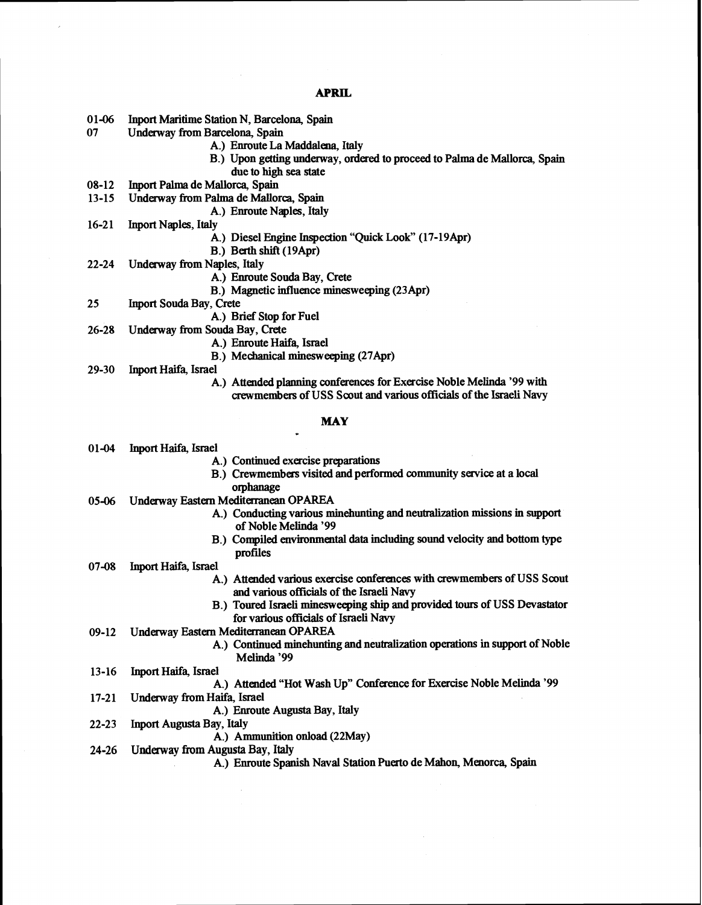## APRIL

01-06 Inport Maritime Station N, Barcelona, Spain

07 Underway from Barcelona, Spain

- A.) Enroute La Maddalena, Italy
- B.) Upon getting underway, ordered to proceed to Palma de Mallorca, Spain due to high sea state

08-12 Inport Palma de Mallorca, Spain

13-15 Underway from Palma de Mallorca, Spain

- A.) Enroute Naples, Italy

16-21 Inport Naples, Italy

- A.) Diesel Engine Inspection "Quick Look" (17-19Apr)
- B.) Berth shift (19Apr)

22-24 Underway from Naples, Italy

- A.) Enroute Souda Bay, Crete
- B.) Magnetic influence minesweeping (23Apr)

25 Inport Souda Bay, Crete

- A.) Brief Stop for Fuel

26-28 Underway from Souda Bay, Crete

- A.) Enroute Haifa, Israel
- B.) Mechanical minesweeping (27Apr)

29-30 Inport Haifa, Israel

- A.) Attended planning conferences for Exercise Noble Melinda '99 with crewmembers of USS Scout and various officials of the Israeli Navy

## MAY

01-04 Inport Haifa, Israel

- A.) Continued exercise preparations
- B.) Crewmembers visited and performed community service at a local orphanage

05-06 Underway Eastern Mediterranean OPAREA

- A.) Conducting various minehunting and neutralization missions in support of Noble Melinda '99
- B.) Compiled environmental data including sound velocity and bottom type profiles

07-08 Inport Haifa, Israel

- A.) Attended various exercise conferences with crewmembers of USS Scout and various officials of the Israeli Navy
- B.) Toured Israeli minesweeping ship and provided tours of USS Devastator for various officials of Israeli Navy

09-12 Underway Eastern Mediterranean OPAREA

- A.) Continued minehunting and neutralization operations in support of Noble Melinda '99

13-16 Inport Haifa, Israel

- A.) Attended "Hot Wash Up" Conference for Exercise Noble Melinda '99

17-21 Underway from Haifa, Israel

- A.) Enroute Augusta Bay, Italy

22-23 Inport Augusta Bay, Italy

- A.) Ammunition onload (22May)

24-26 Underway from Augusta Bay, Italy

- A.) Enroute Spanish Naval Station Puerto de Mahon, Menorca, Spain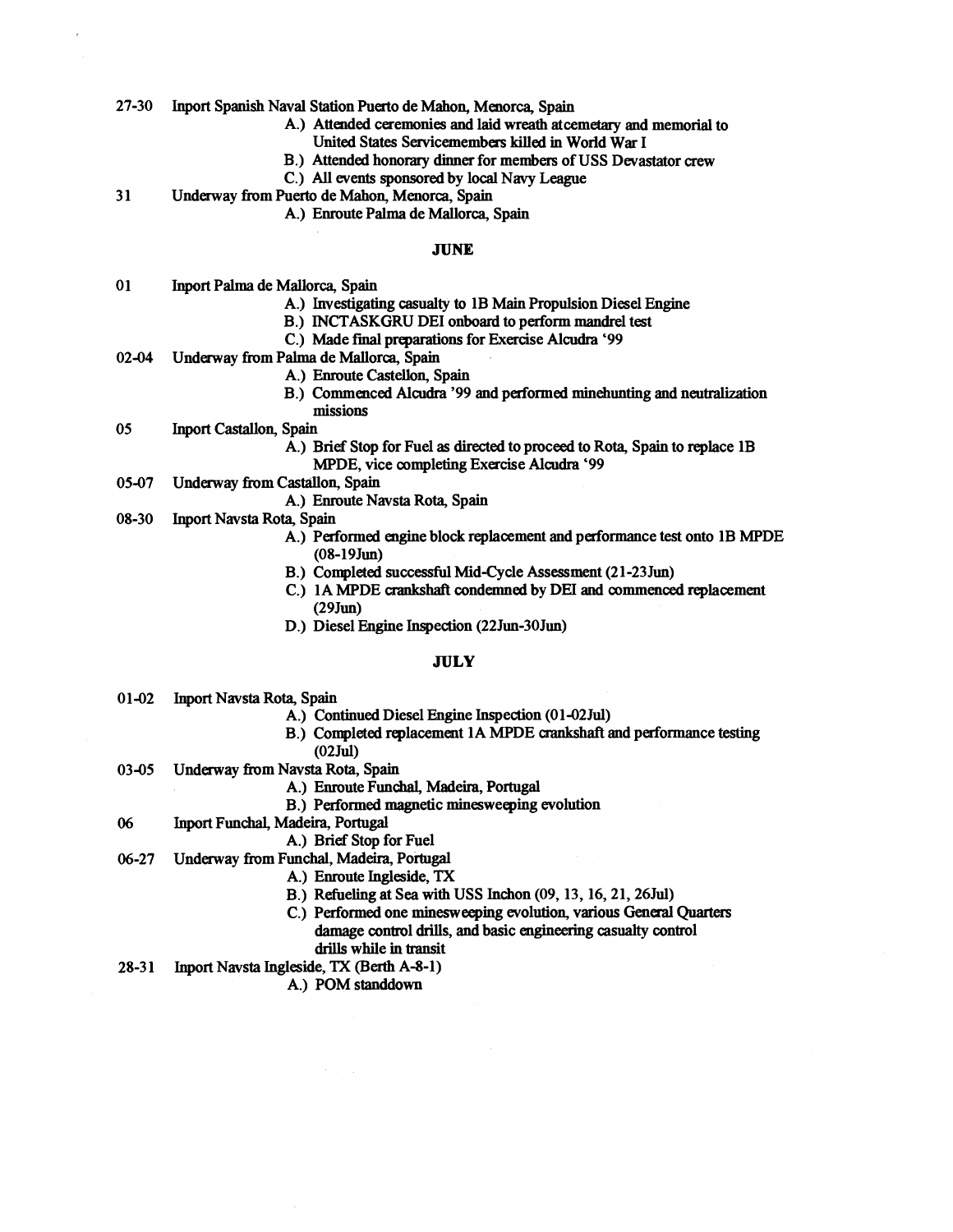27-30 Inport Spanish Naval Station Puerto de Mahon, Menorca, Spain

- A.) Attended ceremonies and laid wreath atcemetary and memorial to United States Servicemembers killed in World War I
- B.) Attended honorary dinner for members of USS Devastator crew
- C.) All events sponsored by local Navy League

31 Underway from Puerto de Mahon, Menorca, Spain

- A.) Enroute Palma de Mallorca, Spain

**JUNE**

01 Inport Palma de Mallorca, Spain

- A.) Investigating casualty to 1B Main Propulsion Diesel Engine
- B.) INCTASKGRU DEI onboard to perform mandrel test
- C.) Made final preparations for Exercise Alcudra '99

02-04 Underway from Palma de Mallorca, Spain

- A.) Enroute Castellon, Spain
- B.) Commenced Alcudra '99 and performed minehunting and neutralization missions

05 Inport Castallon, Spain

- A.) Brief Stop for Fuel as directed to proceed to Rota, Spain to replace 1B MPDE, vice completing Exercise Alcudra '99

05-07 Underway from Castallon, Spain

- A.) Enroute Navsta Rota, Spain

08-30 Inport Navsta Rota, Spain

- A.) Performed engine block replacement and performance test onto 1B MPDE (08-19Jun)
- B.) Completed successful Mid-Cycle Assessment (21-23Jun)
- C.) 1A MPDE crankshaft condemned by DEI and commenced replacement (29Jun)
- D.) Diesel Engine Inspection (22Jun-30Jun)

**JULY**

01-02 Inport Navsta Rota, Spain

- A.) Continued Diesel Engine Inspection (01-02Jul)
- B.) Completed replacement 1A MPDE crankshaft and performance testing (02Jul)

03-05 Underway from Navsta Rota, Spain

- A.) Enroute Funchal, Madeira, Portugal
- B.) Performed magnetic minesweeping evolution

06 Inport Funchal, Madeira, Portugal

- A.) Brief Stop for Fuel

06-27 Underway from Funchal, Madeira, Portugal

- A.) Enroute Ingleside, TX
- B.) Refueling at Sea with USS Inchon (09, 13, 16, 21, 26Jul)
- C.) Performed one minesweeping evolution, various General Quarters damage control drills, and basic engineering casualty control drills while in transit

28-31 Inport Navsta Ingleside, TX (Berth A-8-1)

- A.) POM standdown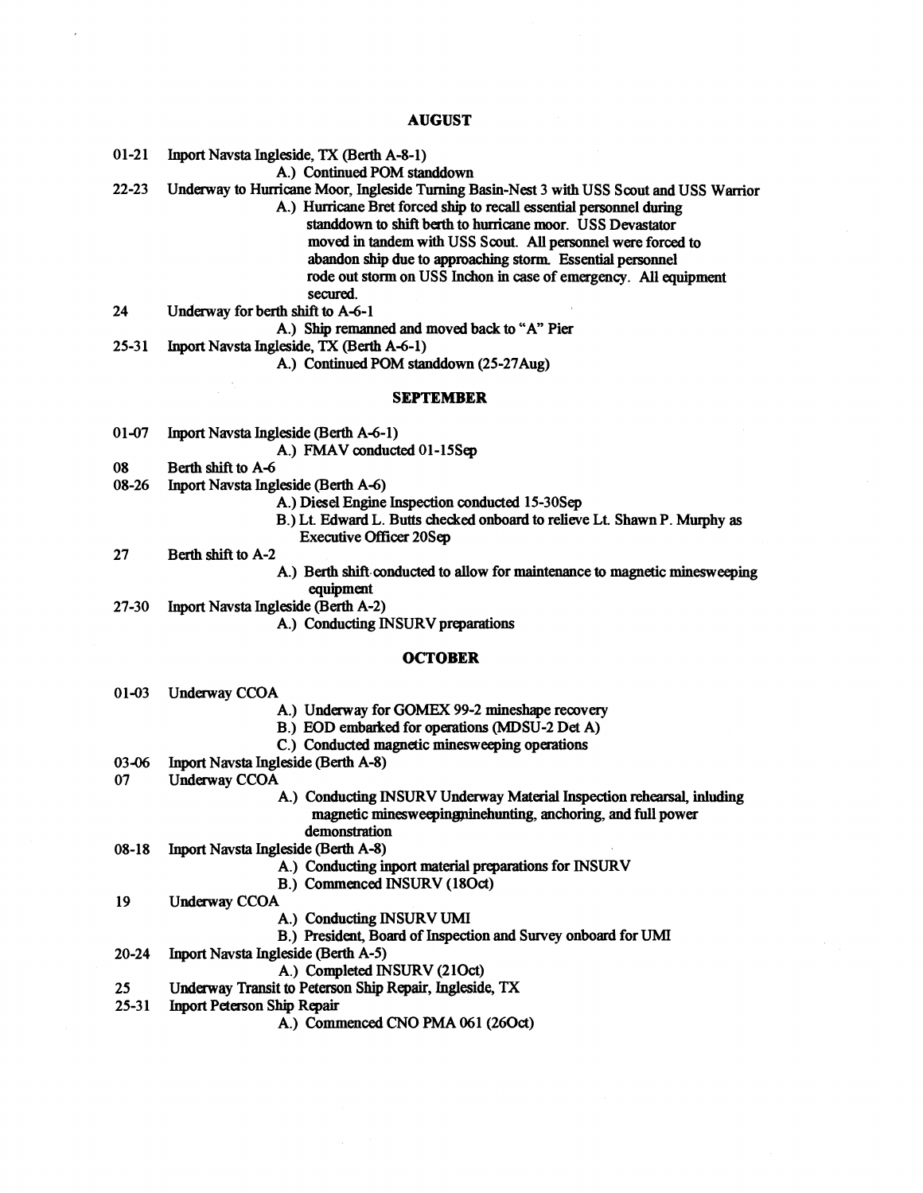## AUGUST

01-21 Inport Navsta Ingleside, TX (Berth A-8-1)

- A.) Continued POM standdown

22-23 Underway to Hurricane Moor, Ingleside Turning Basin-Nest 3 with USS Scout and USS Warrior

- A.) Hurricane Bret forced ship to recall essential personnel during standdown to shift berth to hurricane moor. USS Devastator moved in tandem with USS Scout. All personnel were forced to abandon ship due to approaching storm. Essential personnel rode out storm on USS Inchon in case of emergency. All equipment secured.

24 Underway for berth shift to A-6-1

- A.) Ship remanned and moved back to "A" Pier

25-31 Inport Navsta Ingleside, TX (Berth A-6-1)

- A.) Continued POM standdown (25-27Aug)

## SEPTEMBER

01-07 Inport Navsta Ingleside (Berth A-6-1)

- A.) FMAV conducted 01-15Sep

08 Berth shift to A-6

08-26 Inport Navsta Ingleside (Berth A-6)

- A.) Diesel Engine Inspection conducted 15-30Sep
- B.) Lt. Edward L. Butts checked onboard to relieve Lt. Shawn P. Murphy as Executive Officer 20Sep

27 Berth shift to A-2

- A.) Berth shift conducted to allow for maintenance to magnetic minesweeping equipment

27-30 Inport Navsta Ingleside (Berth A-2)

- A.) Conducting INSURV preparations

## OCTOBER

01-03 Underway CCOA

- A.) Underway for GOMEX 99-2 mineshape recovery
- B.) EOD embarked for operations (MDSU-2 Det A)
- C.) Conducted magnetic minesweeping operations

03-06 Inport Navsta Ingleside (Berth A-8)

07 Underway CCOA

- A.) Conducting INSURV Underway Material Inspection rehearsal, inluding magnetic minesweepingminehunting, anchoring, and full power demonstration

08-18 Inport Navsta Ingleside (Berth A-8)

- A.) Conducting inport material preparations for INSURV
- B.) Commenced INSURV (18Oct)

19 Underway CCOA

- A.) Conducting INSURV UMI
- B.) President, Board of Inspection and Survey onboard for UMI

20-24 Inport Navsta Ingleside (Berth A-5)

- A.) Completed INSURV (21Oct)

25 Underway Transit to Peterson Ship Repair, Ingleside, TX

25-31 Inport Peterson Ship Repair

- A.) Commenced CNO PMA 061 (26Oct)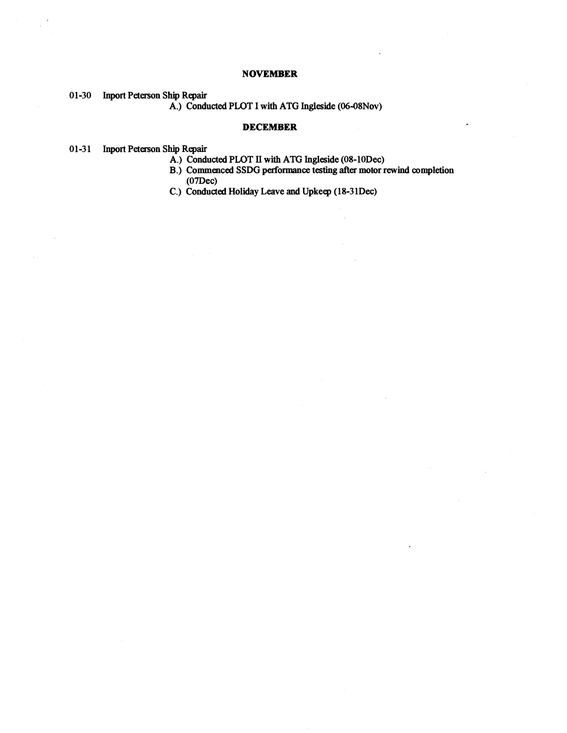## NOVEMBER

01-30 Inport Peterson Ship Repair

- A.) Conducted PLOT I with ATG Ingleside (06-08Nov)

## DECEMBER

01-31 Inport Peterson Ship Repair

- A.) Conducted PLOT II with ATG Ingleside (08-10Dec)
- B.) Commenced SSDG performance testing after motor rewind completion (07Dec)
- C.) Conducted Holiday Leave and Upkeep (18-31Dec)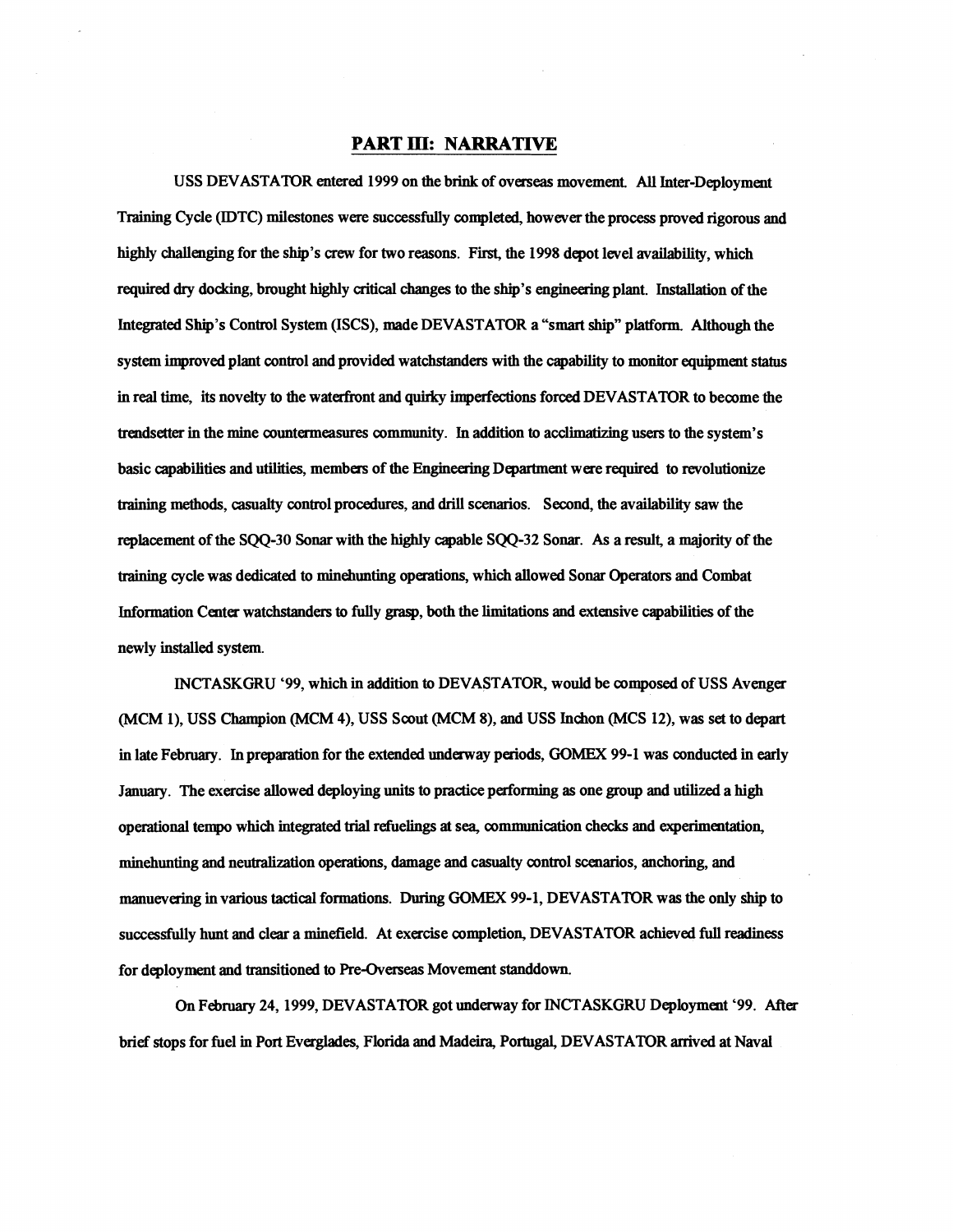## PART III: NARRATIVE

USS DEVASTATOR entered 1999 on the brink of overseas movement. All Inter-Deployment Training Cycle (IDTC) milestones were successfully completed, however the process proved rigorous and highly challenging for the ship's crew for two reasons. First, the 1998 depot level availability, which required dry docking, brought highly critical changes to the ship's engineering plant. Installation of the Integrated Ship's Control System (ISCS), made DEVASTATOR a "smart ship" platform. Although the system improved plant control and provided watchstanders with the capability to monitor equipment status in real time, its novelty to the waterfront and quirky imperfections forced DEVASTATOR to become the trendsetter in the mine countermeasures community. In addition to acclimatizing users to the system's basic capabilities and utilities, members of the Engineering Department were required to revolutionize training methods, casualty control procedures, and drill scenarios. Second, the availability saw the replacement of the SQQ-30 Sonar with the highly capable SQQ-32 Sonar. As a result, a majority of the training cycle was dedicated to minehunting operations, which allowed Sonar Operators and Combat Information Center watchstanders to fully grasp, both the limitations and extensive capabilities of the newly installed system.

INCTASKGRU '99, which in addition to DEVASTATOR, would be composed of USS Avenger (MCM 1), USS Champion (MCM 4), USS Scout (MCM 8), and USS Inchon (MCS 12), was set to depart in late February. In preparation for the extended underway periods, GOMEX 99-1 was conducted in early January. The exercise allowed deploying units to practice performing as one group and utilized a high operational tempo which integrated trial refuelings at sea, communication checks and experimentation, minehunting and neutralization operations, damage and casualty control scenarios, anchoring, and manuevering in various tactical formations. During GOMEX 99-1, DEVASTATOR was the only ship to successfully hunt and clear a minefield. At exercise completion, DEVASTATOR achieved full readiness for deployment and transitioned to Pre-Overseas Movement standdown.

On February 24, 1999, DEVASTATOR got underway for INCTASKGRU Deployment '99. After brief stops for fuel in Port Everglades, Florida and Madeira, Portugal, DEVASTATOR arrived at Naval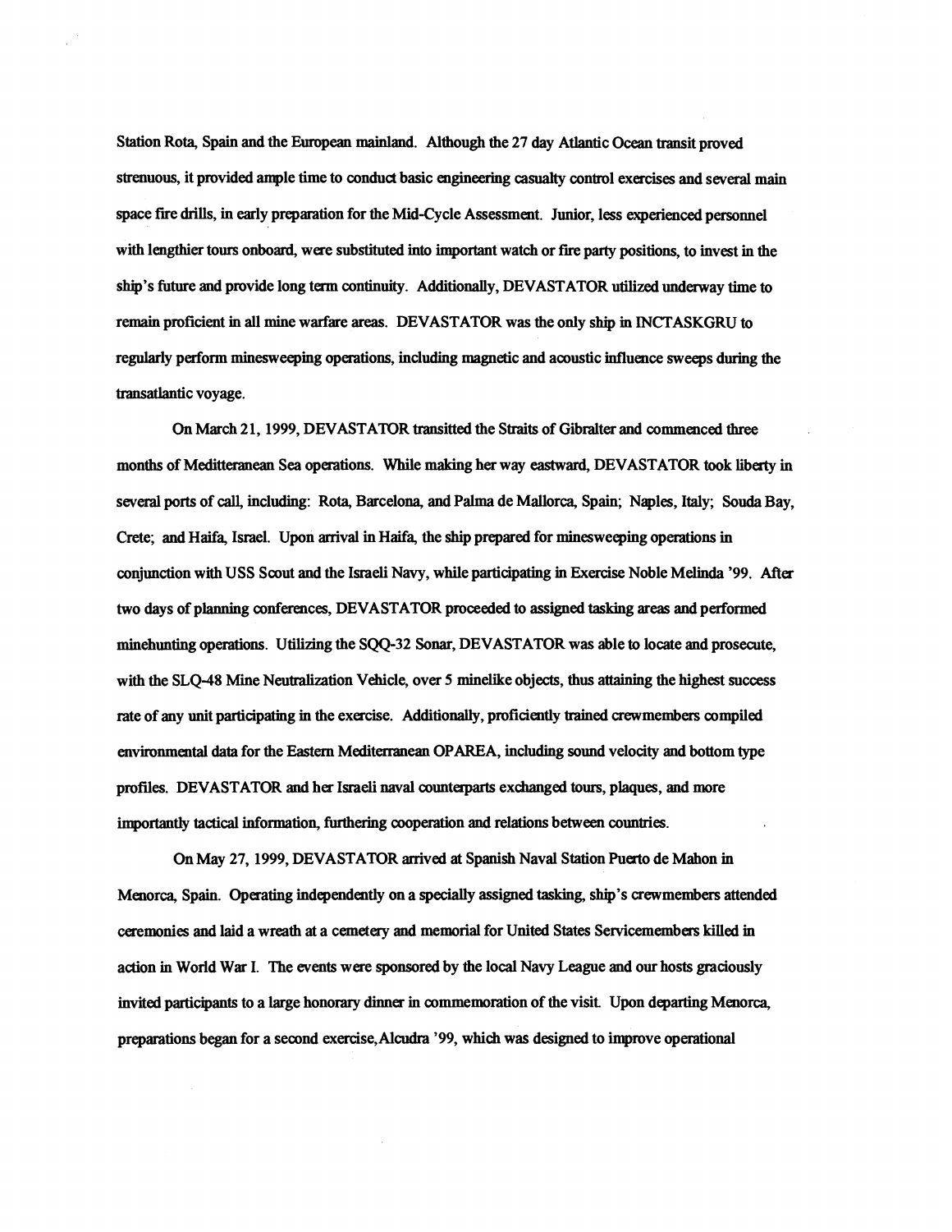Station Rota, Spain and the European mainland. Although the 27 day Atlantic Ocean transit proved strenuous, it provided ample time to conduct basic engineering casualty control exercises and several main space fire drills, in early preparation for the Mid-Cycle Assessment. Junior, less experienced personnel with lengthier tours onboard, were substituted into important watch or fire party positions, to invest in the ship's future and provide long term continuity. Additionally, DEVASTATOR utilized underway time to remain proficient in all mine warfare areas. DEVASTATOR was the only ship in INCTASKGRU to regularly perform minesweeping operations, including magnetic and acoustic influence sweeps during the transatlantic voyage.

On March 21, 1999, DEVASTATOR transitted the Straits of Gibralter and commenced three months of Meditteranean Sea operations. While making her way eastward, DEVASTATOR took liberty in several ports of call, including: Rota, Barcelona, and Palma de Mallorca, Spain; Naples, Italy; Souda Bay, Crete; and Haifa, Israel. Upon arrival in Haifa, the ship prepared for minesweeping operations in conjunction with USS Scout and the Israeli Navy, while participating in Exercise Noble Melinda '99. After two days of planning conferences, DEVASTATOR proceeded to assigned tasking areas and performed minehunting operations. Utilizing the SQQ-32 Sonar, DEVASTATOR was able to locate and prosecute, with the SLQ-48 Mine Neutralization Vehicle, over 5 minelike objects, thus attaining the highest success rate of any unit participating in the exercise. Additionally, proficiently trained crewmembers compiled environmental data for the Eastern Mediterranean OPAREA, including sound velocity and bottom type profiles. DEVASTATOR and her Israeli naval counterparts exchanged tours, plaques, and more importantly tactical information, furthering cooperation and relations between countries.

On May 27, 1999, DEVASTATOR arrived at Spanish Naval Station Puerto de Mahon in Menorca, Spain. Operating independently on a specially assigned tasking, ship's crewmembers attended ceremonies and laid a wreath at a cemetery and memorial for United States Servicemembers killed in action in World War I. The events were sponsored by the local Navy League and our hosts graciously invited participants to a large honorary dinner in commemoration of the visit. Upon departing Menorca, preparations began for a second exercise, Alcudra '99, which was designed to improve operational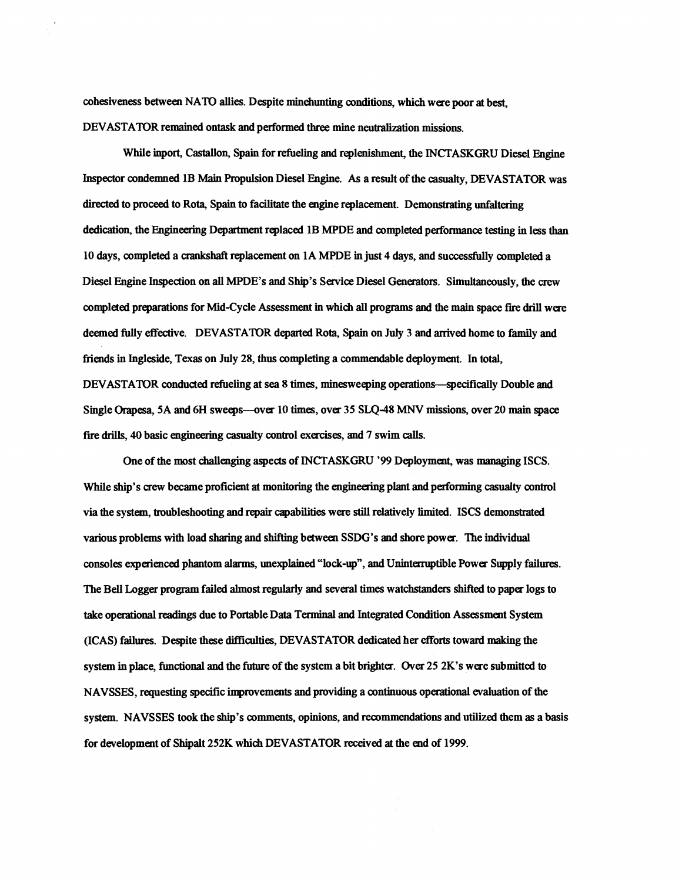cohesiveness between NATO allies. Despite minehunting conditions, which were poor at best, DEVASTATOR remained ontask and performed three mine neutralization missions.

While inport, Castallon, Spain for refueling and replenishment, the INCTASKGRU Diesel Engine Inspector condemned 1B Main Propulsion Diesel Engine. As a result of the casualty, DEVASTATOR was directed to proceed to Rota, Spain to facilitate the engine replacement. Demonstrating unfaltering dedication, the Engineering Department replaced 1B MPDE and completed performance testing in less than 10 days, completed a crankshaft replacement on 1A MPDE in just 4 days, and successfully completed a Diesel Engine Inspection on all MPDE's and Ship's Service Diesel Generators. Simultaneously, the crew completed preparations for Mid-Cycle Assessment in which all programs and the main space fire drill were deemed fully effective. DEVASTATOR departed Rota, Spain on July 3 and arrived home to family and friends in Ingleside, Texas on July 28, thus completing a commendable deployment. In total, DEVASTATOR conducted refueling at sea 8 times, minesweeping operations—specifically Double and Single Orapesa, 5A and 6H sweeps—over 10 times, over 35 SLQ-48 MNV missions, over 20 main space fire drills, 40 basic engineering casualty control exercises, and 7 swim calls.

One of the most challenging aspects of INCTASKGRU '99 Deployment, was managing ISCS. While ship's crew became proficient at monitoring the engineering plant and performing casualty control via the system, troubleshooting and repair capabilities were still relatively limited. ISCS demonstrated various problems with load sharing and shifting between SSDG's and shore power. The individual consoles experienced phantom alarms, unexplained "lock-up", and Uninterruptible Power Supply failures. The Bell Logger program failed almost regularly and several times watchstanders shifted to paper logs to take operational readings due to Portable Data Terminal and Integrated Condition Assessment System (ICAS) failures. Despite these difficulties, DEVASTATOR dedicated her efforts toward making the system in place, functional and the future of the system a bit brighter. Over 25 2K's were submitted to NAVSSES, requesting specific improvements and providing a continuous operational evaluation of the system. NAVSSES took the ship's comments, opinions, and recommendations and utilized them as a basis for development of Shipalt 252K which DEVASTATOR received at the end of 1999.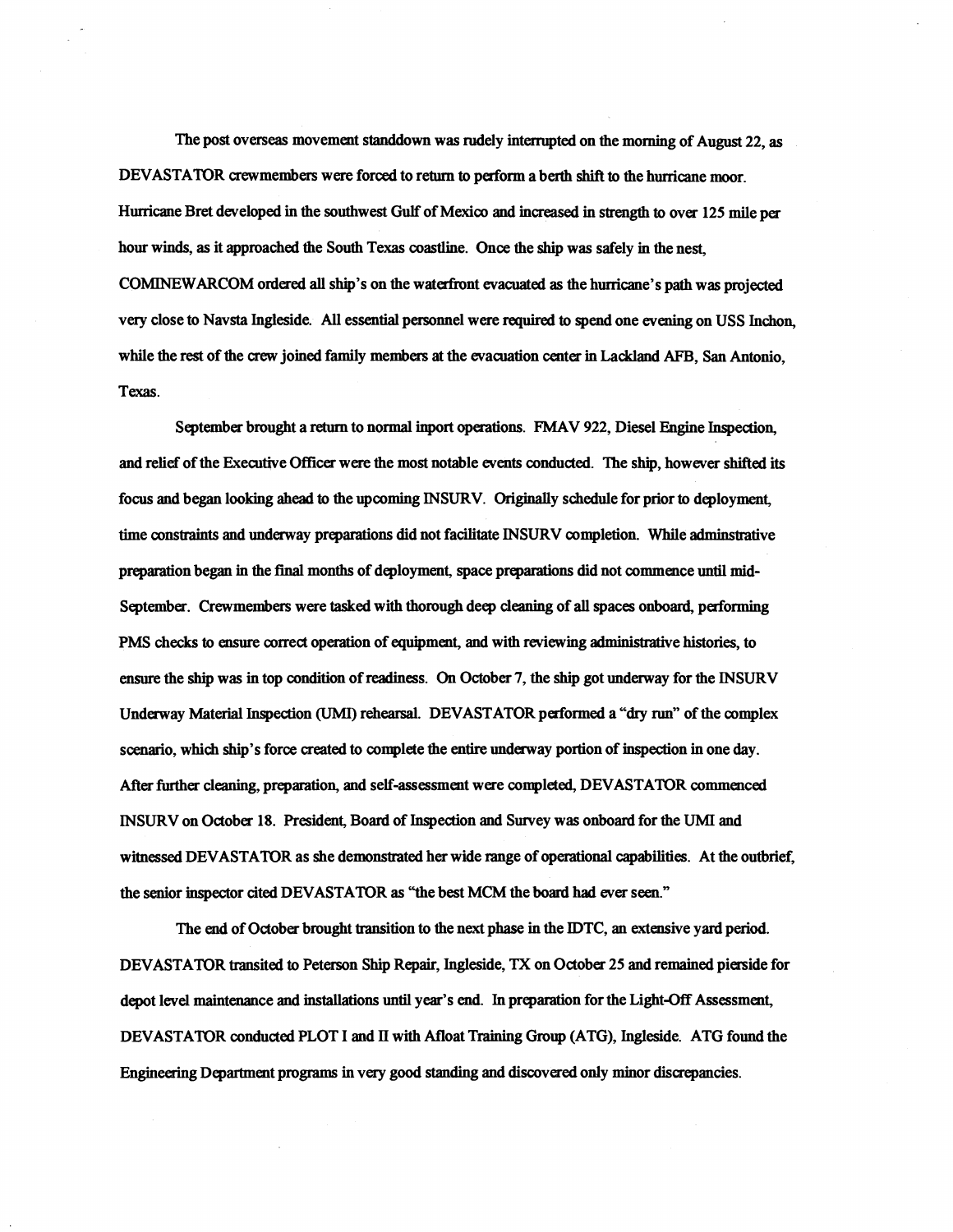The post overseas movement standdown was rudely interrupted on the morning of August 22, as DEVASTATOR crewmembers were forced to return to perform a berth shift to the hurricane moor. Hurricane Bret developed in the southwest Gulf of Mexico and increased in strength to over 125 mile per hour winds, as it approached the South Texas coastline. Once the ship was safely in the nest, COMINEWARCOM ordered all ship's on the waterfront evacuated as the hurricane's path was projected very close to Navsta Ingleside. All essential personnel were required to spend one evening on USS Inchon, while the rest of the crew joined family members at the evacuation center in Lackland AFB, San Antonio, Texas.

September brought a return to normal inport operations. FMAV 922, Diesel Engine Inspection, and relief of the Executive Officer were the most notable events conducted. The ship, however shifted its focus and began looking ahead to the upcoming INSURV. Originally schedule for prior to deployment, time constraints and underway preparations did not facilitate INSURV completion. While adminstrative preparation began in the final months of deployment, space preparations did not commence until mid-September. Crewmembers were tasked with thorough deep cleaning of all spaces onboard, performing PMS checks to ensure correct operation of equipment, and with reviewing administrative histories, to ensure the ship was in top condition of readiness. On October 7, the ship got underway for the INSURV Underway Material Inspection (UMI) rehearsal. DEVASTATOR performed a "dry run" of the complex scenario, which ship's force created to complete the entire underway portion of inspection in one day. After further cleaning, preparation, and self-assessment were completed, DEVASTATOR commenced INSURV on October 18. President, Board of Inspection and Survey was onboard for the UMI and witnessed DEVASTATOR as she demonstrated her wide range of operational capabilities. At the outbrief, the senior inspector cited DEVASTATOR as "the best MCM the board had ever seen."

The end of October brought transition to the next phase in the IDTC, an extensive yard period. DEVASTATOR transited to Peterson Ship Repair, Ingleside, TX on October 25 and remained pierside for depot level maintenance and installations until year's end. In preparation for the Light-Off Assessment, DEVASTATOR conducted PLOT I and II with Afloat Training Group (ATG), Ingleside. ATG found the Engineering Department programs in very good standing and discovered only minor discrepancies.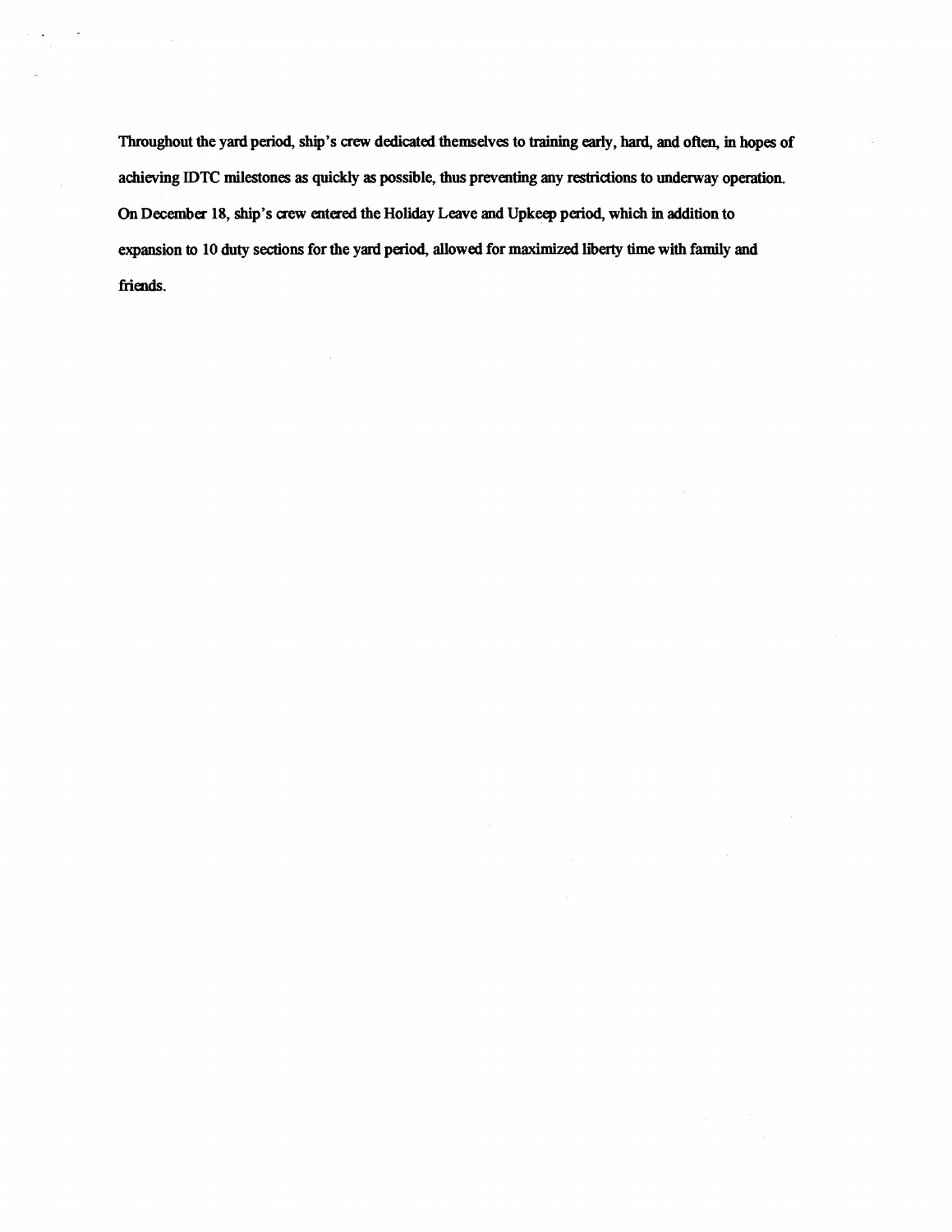Throughout the yard period, ship's crew dedicated themselves to training early, hard, and often, in hopes of achieving IDTC milestones as quickly as possible, thus preventing any restrictions to underway operation. On December 18, ship's crew entered the Holiday Leave and Upkeep period, which in addition to expansion to 10 duty sections for the yard period, allowed for maximized liberty time with family and friends.